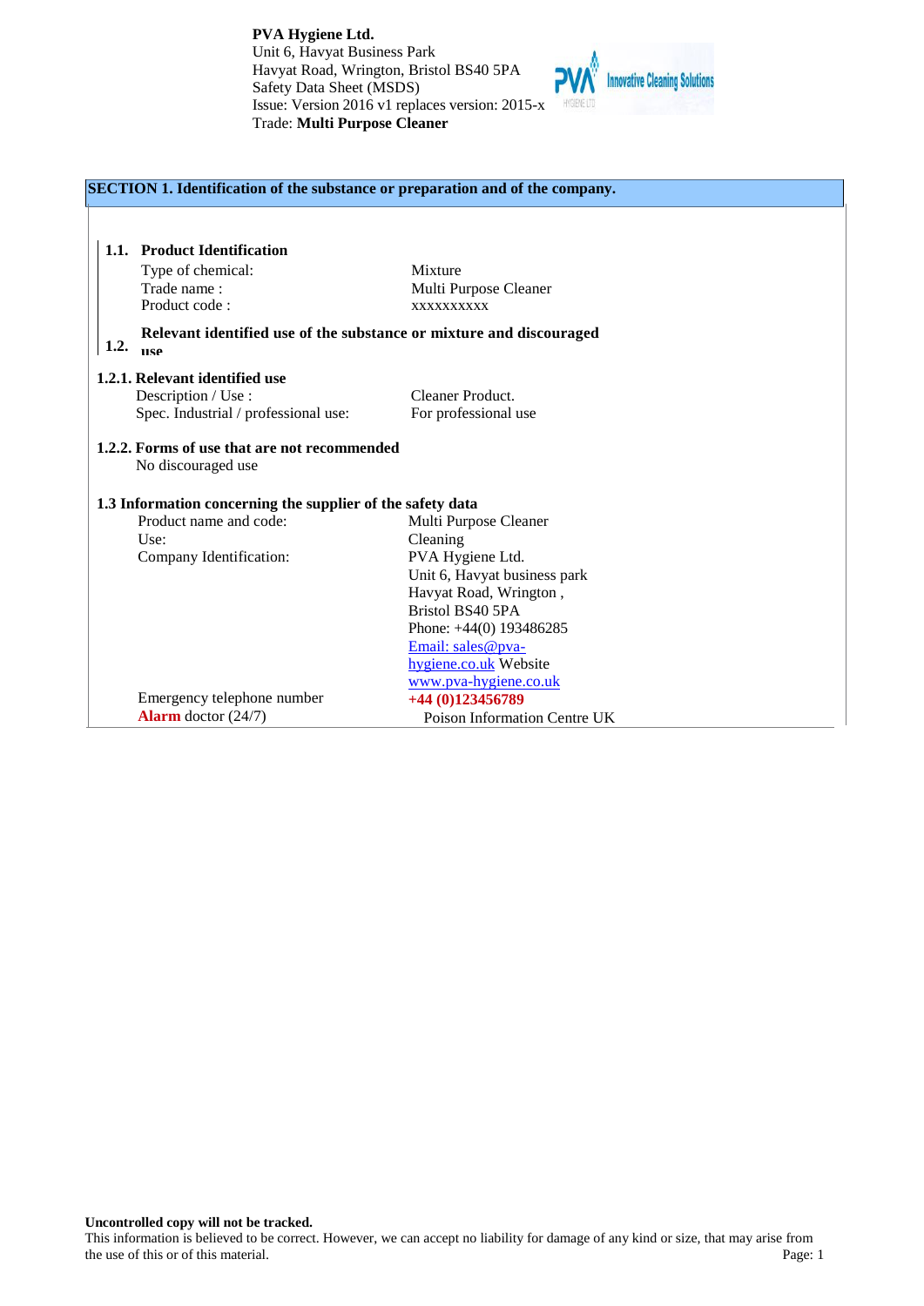**PVA Hygiene Ltd.**
Unit 6, Havyat Business Park
Havyat Road, Wrington, Bristol BS40 5PA
Safety Data Sheet (MSDS)
Issue: Version 2016 v1 replaces version: 2015-x
Trade: **Multi Purpose Cleaner**

## SECTION 1. Identification of the substance or preparation and of the company.

### 1.1. Product Identification

| | |
|---|---|
| Type of chemical: | Mixture |
| Trade name : | Multi Purpose Cleaner |
| Product code : | xxxxxxxxxx |

### 1.2. Relevant identified use of the substance or mixture and discouraged use

#### 1.2.1. Relevant identified use

| | |
|---|---|
| Description / Use : | Cleaner Product. |
| Spec. Industrial / professional use: | For professional use |

#### 1.2.2. Forms of use that are not recommended

No discouraged use

### 1.3 Information concerning the supplier of the safety data

| | |
|---|---|
| Product name and code: | Multi Purpose Cleaner |
| Use: | Cleaning |
| Company Identification: | PVA Hygiene Ltd.<br>Unit 6, Havyat business park<br>Havyat Road, Wrington ,<br>Bristol BS40 5PA<br>Phone: +44(0) 193486285<br>Email: sales@pva-hygiene.co.uk Website<br>www.pva-hygiene.co.uk |
| Emergency telephone number | **+44 (0)123456789** |
| **Alarm** doctor (24/7) | Poison Information Centre UK |

**Uncontrolled copy will not be tracked.**
This information is believed to be correct. However, we can accept no liability for damage of any kind or size, that may arise from the use of this or of this material.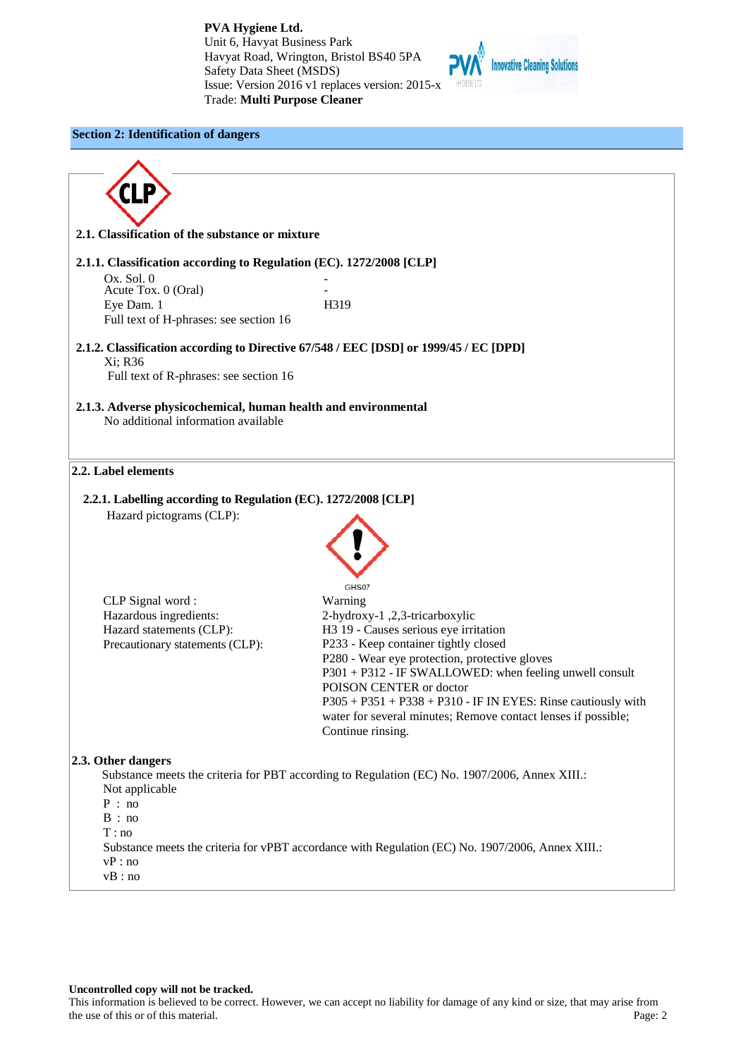## Section 2: Identification of dangers

### 2.1. Classification of the substance or mixture

#### 2.1.1. Classification according to Regulation (EC). 1272/2008 [CLP]

| | |
|---|---|
| Ox. Sol. 0 | - |
| Acute Tox. 0 (Oral) | - |
| Eye Dam. 1 | H319 |

Full text of H-phrases: see section 16

#### 2.1.2. Classification according to Directive 67/548 / EEC [DSD] or 1999/45 / EC [DPD]

Xi; R36

Full text of R-phrases: see section 16

#### 2.1.3. Adverse physicochemical, human health and environmental

No additional information available

### 2.2. Label elements

#### 2.2.1. Labelling according to Regulation (EC). 1272/2008 [CLP]

Hazard pictograms (CLP):

GHS07

| | |
|---|---|
| CLP Signal word : | Warning |
| Hazardous ingredients: | 2-hydroxy-1 ,2,3-tricarboxylic |
| Hazard statements (CLP): | H3 19 - Causes serious eye irritation |
| Precautionary statements (CLP): | P233 - Keep container tightly closed<br>P280 - Wear eye protection, protective gloves<br>P301 + P312 - IF SWALLOWED: when feeling unwell consult POISON CENTER or doctor<br>P305 + P351 + P338 + P310 - IF IN EYES: Rinse cautiously with water for several minutes; Remove contact lenses if possible; Continue rinsing. |

### 2.3. Other dangers

Substance meets the criteria for PBT according to Regulation (EC) No. 1907/2006, Annex XIII.:

Not applicable

P : no

B : no

T : no

Substance meets the criteria for vPBT accordance with Regulation (EC) No. 1907/2006, Annex XIII.:

vP : no

vB : no

**Uncontrolled copy will not be tracked.**

This information is believed to be correct. However, we can accept no liability for damage of any kind or size, that may arise from the use of this or of this material.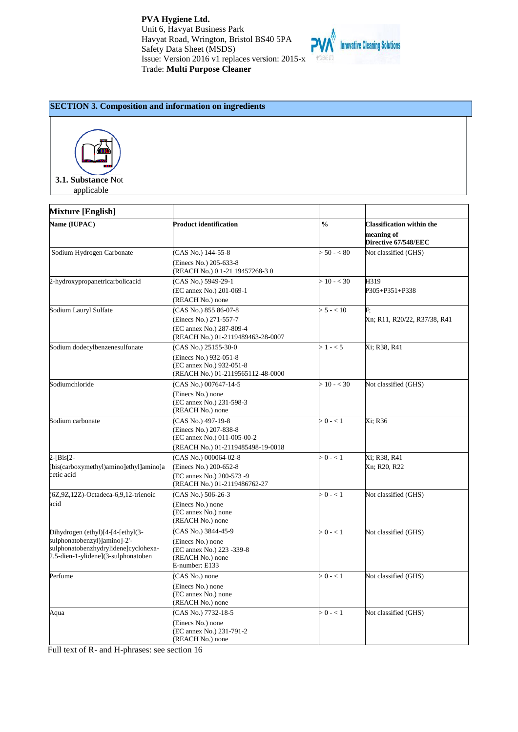## SECTION 3. Composition and information on ingredients

**3.1. Substance** Not applicable

| **Mixture [English]** | | | |
|---|---|---|---|
| **Name (IUPAC)** | **Product identification** | **%** | **Classification within the meaning of Directive 67/548/EEC** |
| Sodium Hydrogen Carbonate | (CAS No.) 144-55-8<br>(Einecs No.) 205-633-8<br>(REACH No.) 0 1-21 19457268-3 0 | > 50 - < 80 | Not classified (GHS) |
| 2-hydroxypropanetricarbolicacid | (CAS No.) 5949-29-1<br>(EC annex No.) 201-069-1<br>(REACH No.) none | > 10 - < 30 | H319<br>P305+P351+P338 |
| Sodium Lauryl Sulfate | (CAS No.) 855 86-07-8<br>(Einecs No.) 271-557-7<br>(EC annex No.) 287-809-4<br>(REACH No.) 01-2119489463-28-0007 | > 5 - < 10 | F;<br>Xn; R11, R20/22, R37/38, R41 |
| Sodium dodecylbenzenesulfonate | (CAS No.) 25155-30-0<br>(Einecs No.) 932-051-8<br>(EC annex No.) 932-051-8<br>(REACH No.) 01-2119565112-48-0000 | > 1 - < 5 | Xi; R38, R41 |
| Sodiumchloride | (CAS No.) 007647-14-5<br>(Einecs No.) none<br>(EC annex No.) 231-598-3<br>(REACH No.) none | > 10 - < 30 | Not classified (GHS) |
| Sodium carbonate | (CAS No.) 497-19-8<br>(Einecs No.) 207-838-8<br>(EC annex No.) 011-005-00-2<br>(REACH No.) 01-2119485498-19-0018 | > 0 - < 1 | Xi; R36 |
| 2-[Bis[2-[bis(carboxymethyl)amino]ethyl]amino]acetic acid | (CAS No.) 000064-02-8<br>(Einecs No.) 200-652-8<br>(EC annex No.) 200-573 -9<br>(REACH No.) 01-2119486762-27 | > 0 - < 1 | Xi; R38, R41<br>Xn; R20, R22 |
| (6Z,9Z,12Z)-Octadeca-6,9,12-trienoic acid | (CAS No.) 506-26-3<br>(Einecs No.) none<br>(EC annex No.) none<br>(REACH No.) none | > 0 - < 1 | Not classified (GHS) |
| Dihydrogen (ethyl)[4-[4-[ethyl(3-sulphonatobenzyl)]amino]-2'-sulphonatobenzhydrylidene]cyclohexa-2,5-dien-1-ylidene](3-sulphonatoben | (CAS No.) 3844-45-9<br>(Einecs No.) none<br>(EC annex No.) 223 -339-8<br>(REACH No.) none<br>E-number: E133 | > 0 - < 1 | Not classified (GHS) |
| Perfume | (CAS No.) none<br>(Einecs No.) none<br>(EC annex No.) none<br>(REACH No.) none | > 0 - < 1 | Not classified (GHS) |
| Aqua | (CAS No.) 7732-18-5<br>(Einecs No.) none<br>(EC annex No.) 231-791-2<br>(REACH No.) none | > 0 - < 1 | Not classified (GHS) |

Full text of R- and H-phrases: see section 16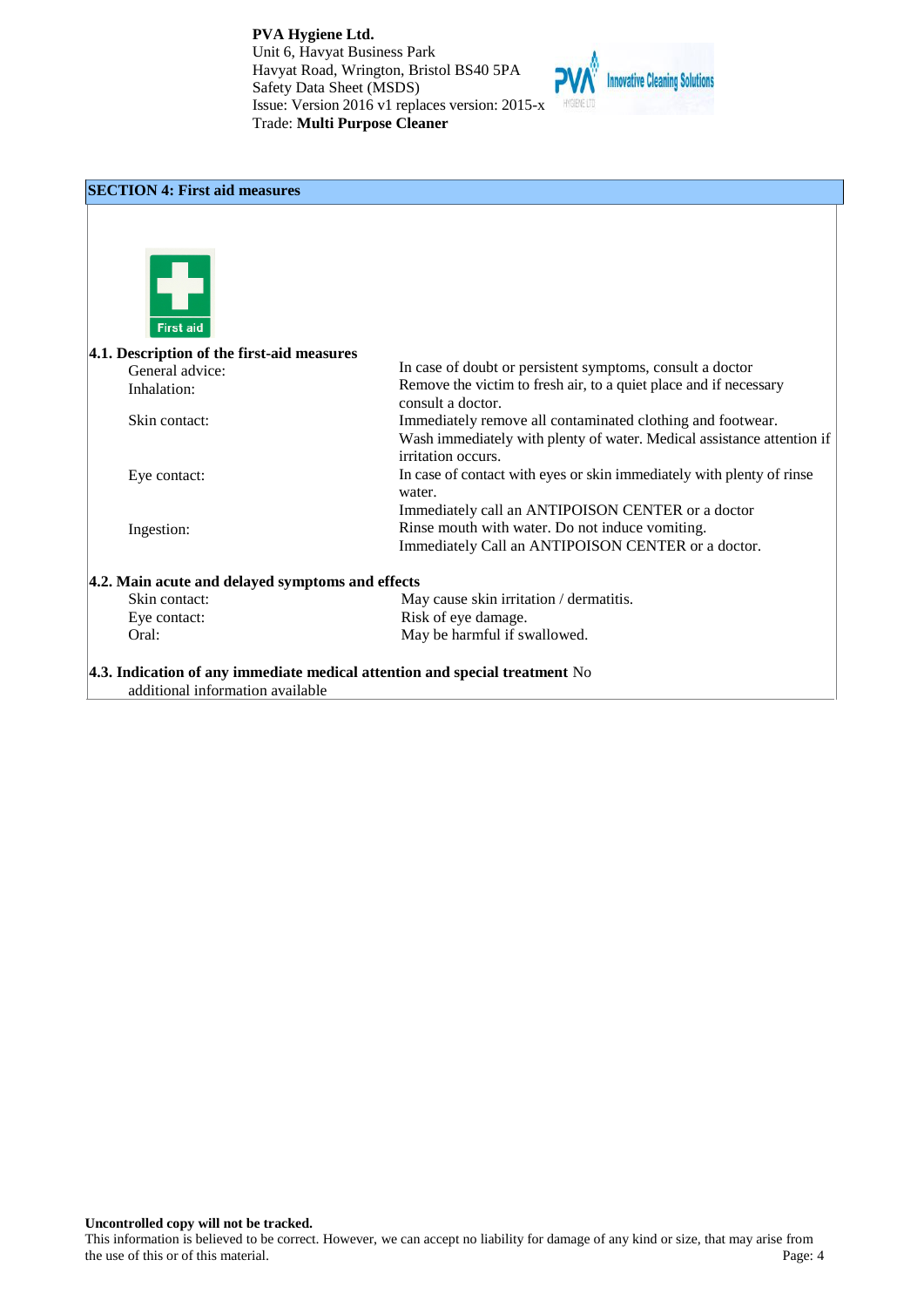## SECTION 4: First aid measures

### 4.1. Description of the first-aid measures

| | |
|---|---|
| General advice: | In case of doubt or persistent symptoms, consult a doctor |
| Inhalation: | Remove the victim to fresh air, to a quiet place and if necessary consult a doctor. |
| Skin contact: | Immediately remove all contaminated clothing and footwear. Wash immediately with plenty of water. Medical assistance attention if irritation occurs. |
| Eye contact: | In case of contact with eyes or skin immediately with plenty of rinse water. Immediately call an ANTIPOISON CENTER or a doctor |
| Ingestion: | Rinse mouth with water. Do not induce vomiting. Immediately Call an ANTIPOISON CENTER or a doctor. |

### 4.2. Main acute and delayed symptoms and effects

| | |
|---|---|
| Skin contact: | May cause skin irritation / dermatitis. |
| Eye contact: | Risk of eye damage. |
| Oral: | May be harmful if swallowed. |

### 4.3. Indication of any immediate medical attention and special treatment

No additional information available

**Uncontrolled copy will not be tracked.**

This information is believed to be correct. However, we can accept no liability for damage of any kind or size, that may arise from the use of this or of this material.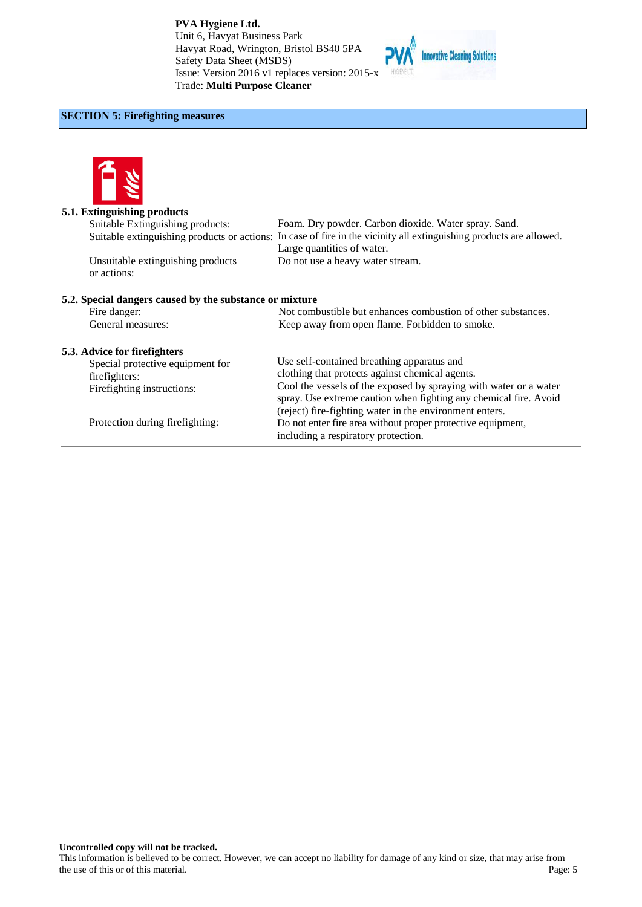## SECTION 5: Firefighting measures

### 5.1. Extinguishing products

| | |
|---|---|
| Suitable Extinguishing products: | Foam. Dry powder. Carbon dioxide. Water spray. Sand. |
| Suitable extinguishing products or actions: | In case of fire in the vicinity all extinguishing products are allowed. Large quantities of water. |
| Unsuitable extinguishing products or actions: | Do not use a heavy water stream. |

### 5.2. Special dangers caused by the substance or mixture

| | |
|---|---|
| Fire danger: | Not combustible but enhances combustion of other substances. |
| General measures: | Keep away from open flame. Forbidden to smoke. |

### 5.3. Advice for firefighters

| | |
|---|---|
| Special protective equipment for firefighters: | Use self-contained breathing apparatus and clothing that protects against chemical agents. |
| Firefighting instructions: | Cool the vessels of the exposed by spraying with water or a water spray. Use extreme caution when fighting any chemical fire. Avoid (reject) fire-fighting water in the environment enters. |
| Protection during firefighting: | Do not enter fire area without proper protective equipment, including a respiratory protection. |

**Uncontrolled copy will not be tracked.**

This information is believed to be correct. However, we can accept no liability for damage of any kind or size, that may arise from the use of this or of this material.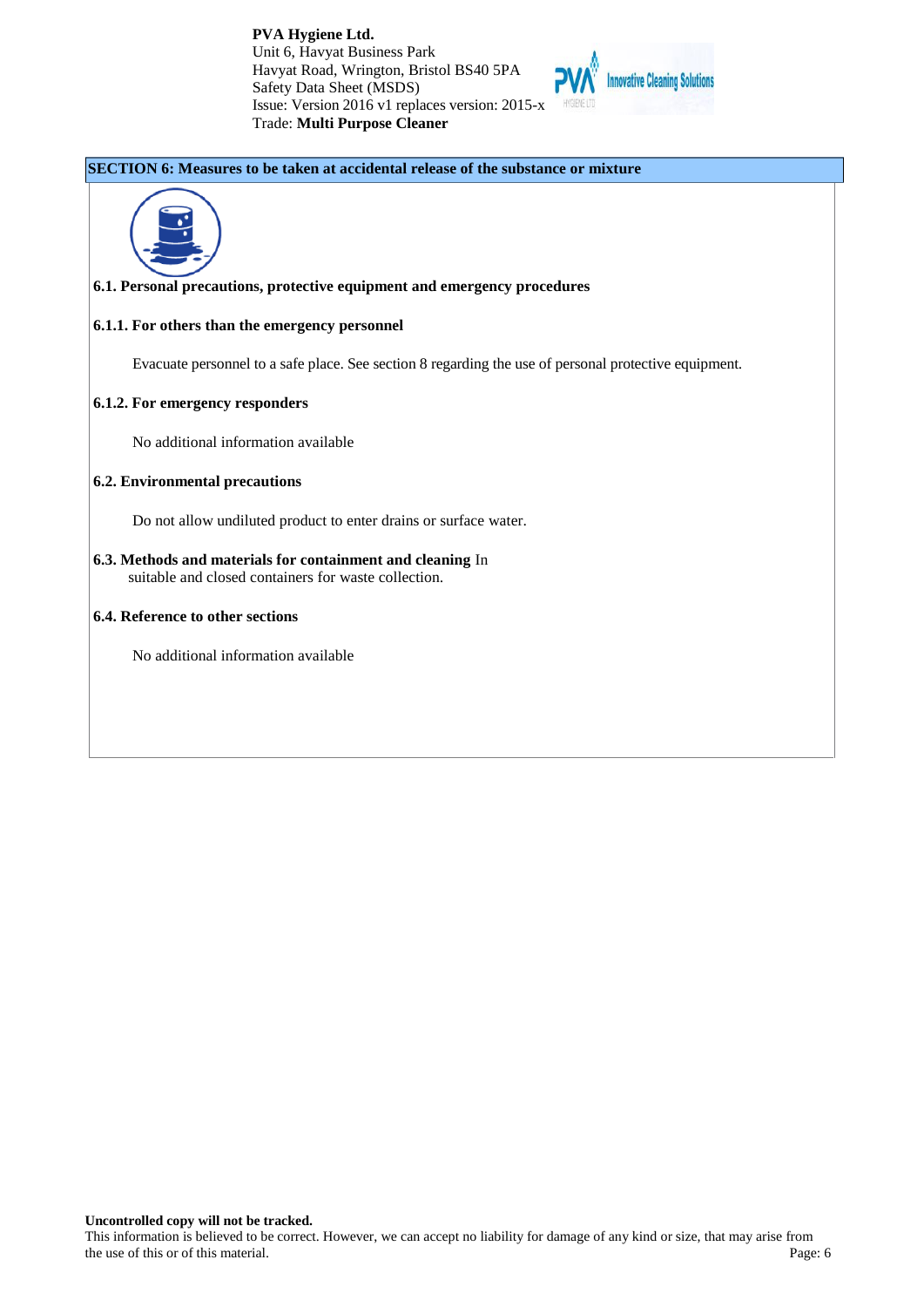## SECTION 6: Measures to be taken at accidental release of the substance or mixture

### 6.1. Personal precautions, protective equipment and emergency procedures

#### 6.1.1. For others than the emergency personnel

Evacuate personnel to a safe place. See section 8 regarding the use of personal protective equipment.

#### 6.1.2. For emergency responders

No additional information available

### 6.2. Environmental precautions

Do not allow undiluted product to enter drains or surface water.

### 6.3. Methods and materials for containment and cleaning

In suitable and closed containers for waste collection.

### 6.4. Reference to other sections

No additional information available

**Uncontrolled copy will not be tracked.**

This information is believed to be correct. However, we can accept no liability for damage of any kind or size, that may arise from the use of this or of this material.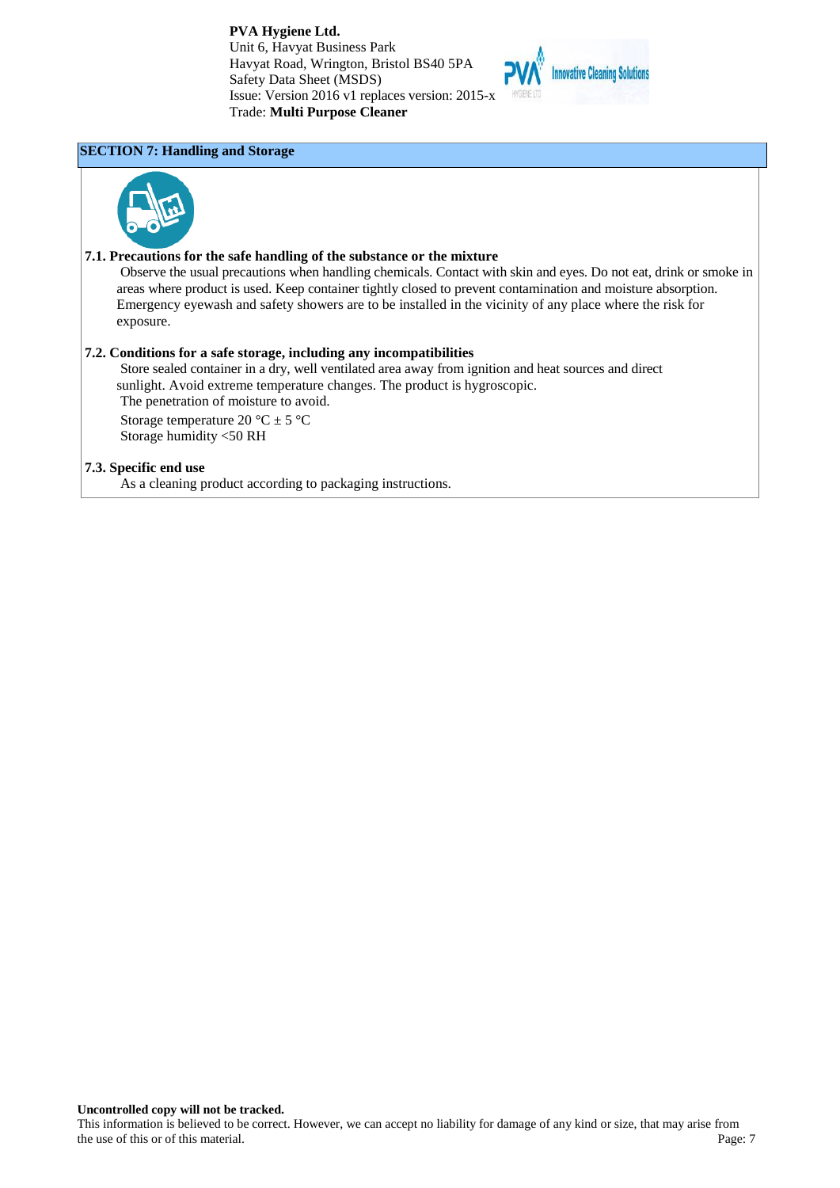## SECTION 7: Handling and Storage

### 7.1. Precautions for the safe handling of the substance or the mixture

Observe the usual precautions when handling chemicals. Contact with skin and eyes. Do not eat, drink or smoke in areas where product is used. Keep container tightly closed to prevent contamination and moisture absorption. Emergency eyewash and safety showers are to be installed in the vicinity of any place where the risk for exposure.

### 7.2. Conditions for a safe storage, including any incompatibilities

Store sealed container in a dry, well ventilated area away from ignition and heat sources and direct sunlight. Avoid extreme temperature changes. The product is hygroscopic.

The penetration of moisture to avoid.

Storage temperature 20 °C ± 5 °C

Storage humidity <50 RH

### 7.3. Specific end use

As a cleaning product according to packaging instructions.

**Uncontrolled copy will not be tracked.**

This information is believed to be correct. However, we can accept no liability for damage of any kind or size, that may arise from the use of this or of this material.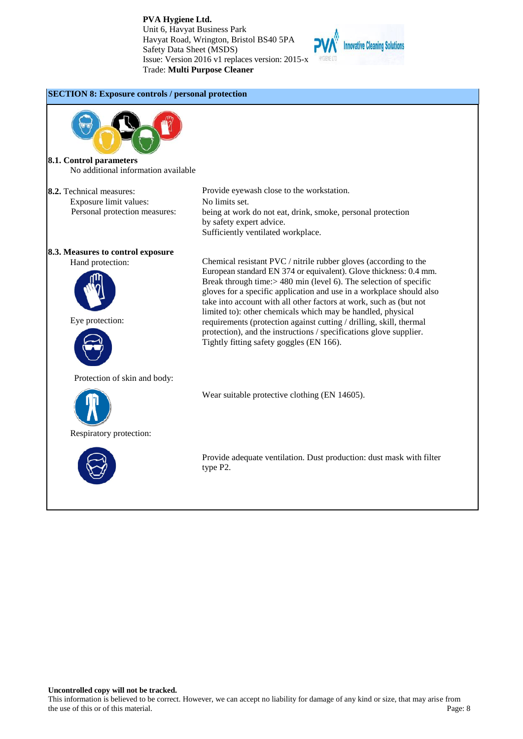## SECTION 8: Exposure controls / personal protection

**8.1. Control parameters**

No additional information available

| **8.2.** Technical measures: | Provide eyewash close to the workstation. |
|---|---|
| Exposure limit values: | No limits set. |
| Personal protection measures: | being at work do not eat, drink, smoke, personal protection by safety expert advice. Sufficiently ventilated workplace. |

**8.3. Measures to control exposure**

| | |
|---|---|
| Hand protection: | Chemical resistant PVC / nitrile rubber gloves (according to the European standard EN 374 or equivalent). Glove thickness: 0.4 mm. Break through time:> 480 min (level 6). The selection of specific gloves for a specific application and use in a workplace should also take into account with all other factors at work, such as (but not limited to): other chemicals which may be handled, physical requirements (protection against cutting / drilling, skill, thermal protection), and the instructions / specifications glove supplier. |
| Eye protection: | Tightly fitting safety goggles (EN 166). |
| Protection of skin and body: | Wear suitable protective clothing (EN 14605). |
| Respiratory protection: | Provide adequate ventilation. Dust production: dust mask with filter type P2. |

**Uncontrolled copy will not be tracked.**

This information is believed to be correct. However, we can accept no liability for damage of any kind or size, that may arise from the use of this or of this material.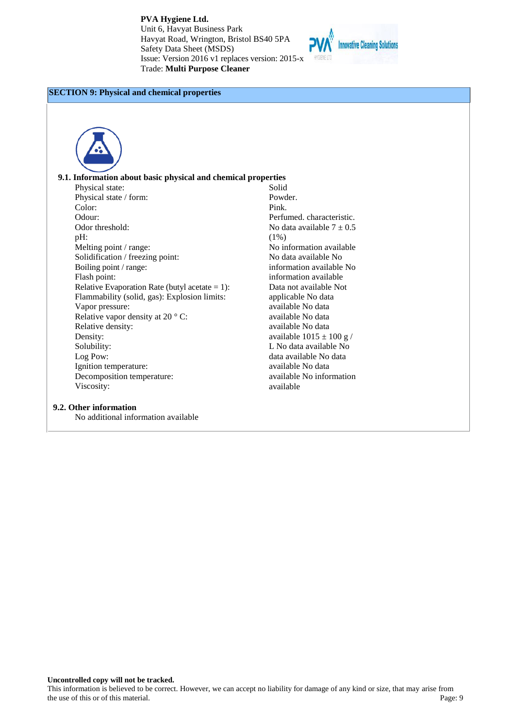## SECTION 9: Physical and chemical properties

### 9.1. Information about basic physical and chemical properties

| | |
|---|---|
| Physical state: | Solid |
| Physical state / form: | Powder. |
| Color: | Pink. |
| Odour: | Perfumed. characteristic. |
| Odor threshold: | No data available |
| pH: | 7 ± 0.5 (1%) |
| Melting point / range: | No information available |
| Solidification / freezing point: | No data available |
| Boiling point / range: | No information available |
| Flash point: | No information available |
| Relative Evaporation Rate (butyl acetate = 1): | Data not available |
| Flammability (solid, gas): Explosion limits: | Not applicable |
| Vapor pressure: | No data available |
| Relative vapor density at 20 ° C: | No data available |
| Relative density: | No data available |
| Density: | No data available |
| Solubility: | 1015 ± 100 g / L |
| Log Pow: | No data available |
| Ignition temperature: | No data available |
| Decomposition temperature: | No data available |
| Viscosity: | No information available |

### 9.2. Other information

No additional information available

**Uncontrolled copy will not be tracked.**
This information is believed to be correct. However, we can accept no liability for damage of any kind or size, that may arise from the use of this or of this material.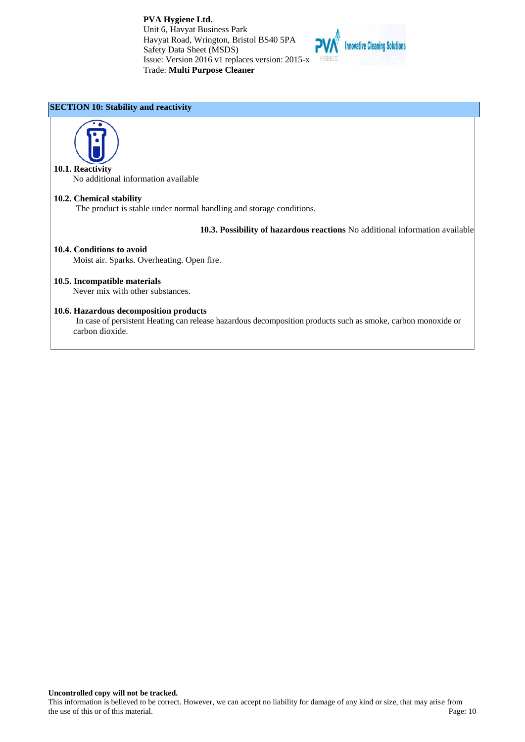## SECTION 10: Stability and reactivity

**10.1. Reactivity**
No additional information available

**10.2. Chemical stability**
The product is stable under normal handling and storage conditions.

**10.3. Possibility of hazardous reactions** No additional information available

**10.4. Conditions to avoid**
Moist air. Sparks. Overheating. Open fire.

**10.5. Incompatible materials**
Never mix with other substances.

**10.6. Hazardous decomposition products**
In case of persistent Heating can release hazardous decomposition products such as smoke, carbon monoxide or carbon dioxide.

**Uncontrolled copy will not be tracked.**
This information is believed to be correct. However, we can accept no liability for damage of any kind or size, that may arise from the use of this or of this material.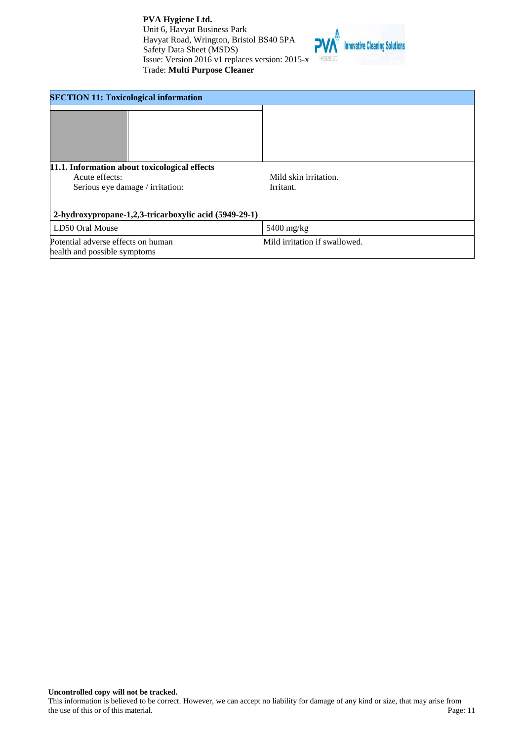## SECTION 11: Toxicological information

### 11.1. Information about toxicological effects

| | |
|---|---|
| Acute effects: | Mild skin irritation. |
| Serious eye damage / irritation: | Irritant. |

**2-hydroxypropane-1,2,3-tricarboxylic acid (5949-29-1)**

| | |
|---|---|
| LD50 Oral Mouse | 5400 mg/kg |
| Potential adverse effects on human health and possible symptoms | Mild irritation if swallowed. |

**Uncontrolled copy will not be tracked.**

This information is believed to be correct. However, we can accept no liability for damage of any kind or size, that may arise from the use of this or of this material.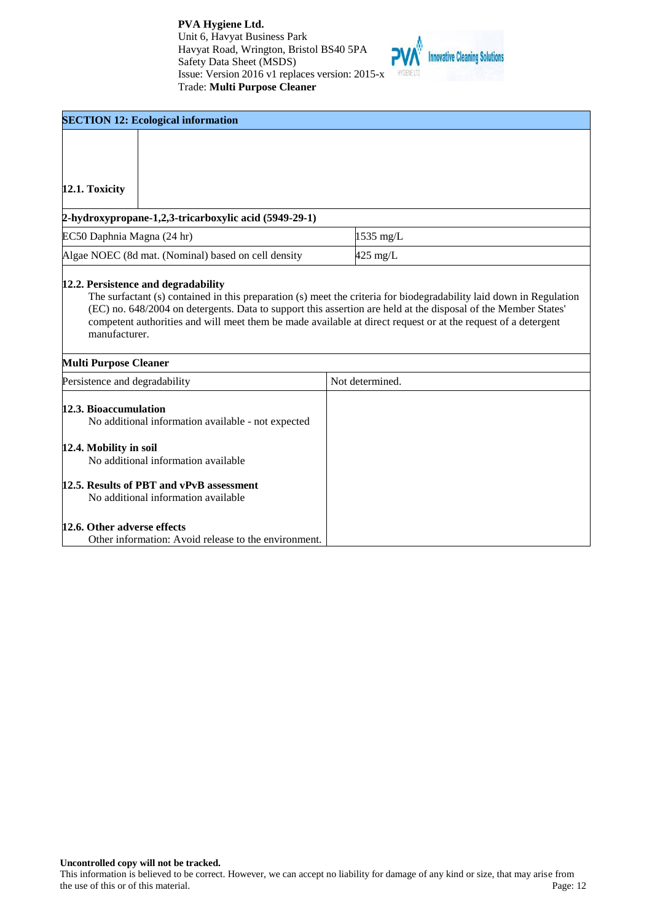## SECTION 12: Ecological information

### 12.1. Toxicity

| 2-hydroxypropane-1,2,3-tricarboxylic acid (5949-29-1) | |
|---|---|
| EC50 Daphnia Magna (24 hr) | 1535 mg/L |
| Algae NOEC (8d mat. (Nominal) based on cell density | 425 mg/L |

### 12.2. Persistence and degradability

The surfactant (s) contained in this preparation (s) meet the criteria for biodegradability laid down in Regulation (EC) no. 648/2004 on detergents. Data to support this assertion are held at the disposal of the Member States' competent authorities and will meet them be made available at direct request or at the request of a detergent manufacturer.

| Multi Purpose Cleaner | |
|---|---|
| Persistence and degradability | Not determined. |

### 12.3. Bioaccumulation

No additional information available - not expected

### 12.4. Mobility in soil

No additional information available

### 12.5. Results of PBT and vPvB assessment

No additional information available

### 12.6. Other adverse effects

Other information: Avoid release to the environment.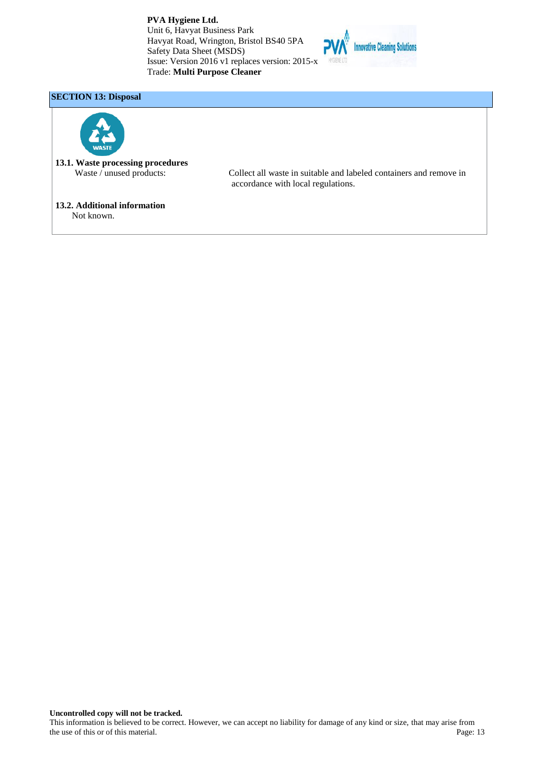## SECTION 13: Disposal

**13.1. Waste processing procedures**

Waste / unused products: Collect all waste in suitable and labeled containers and remove in accordance with local regulations.

**13.2. Additional information**

Not known.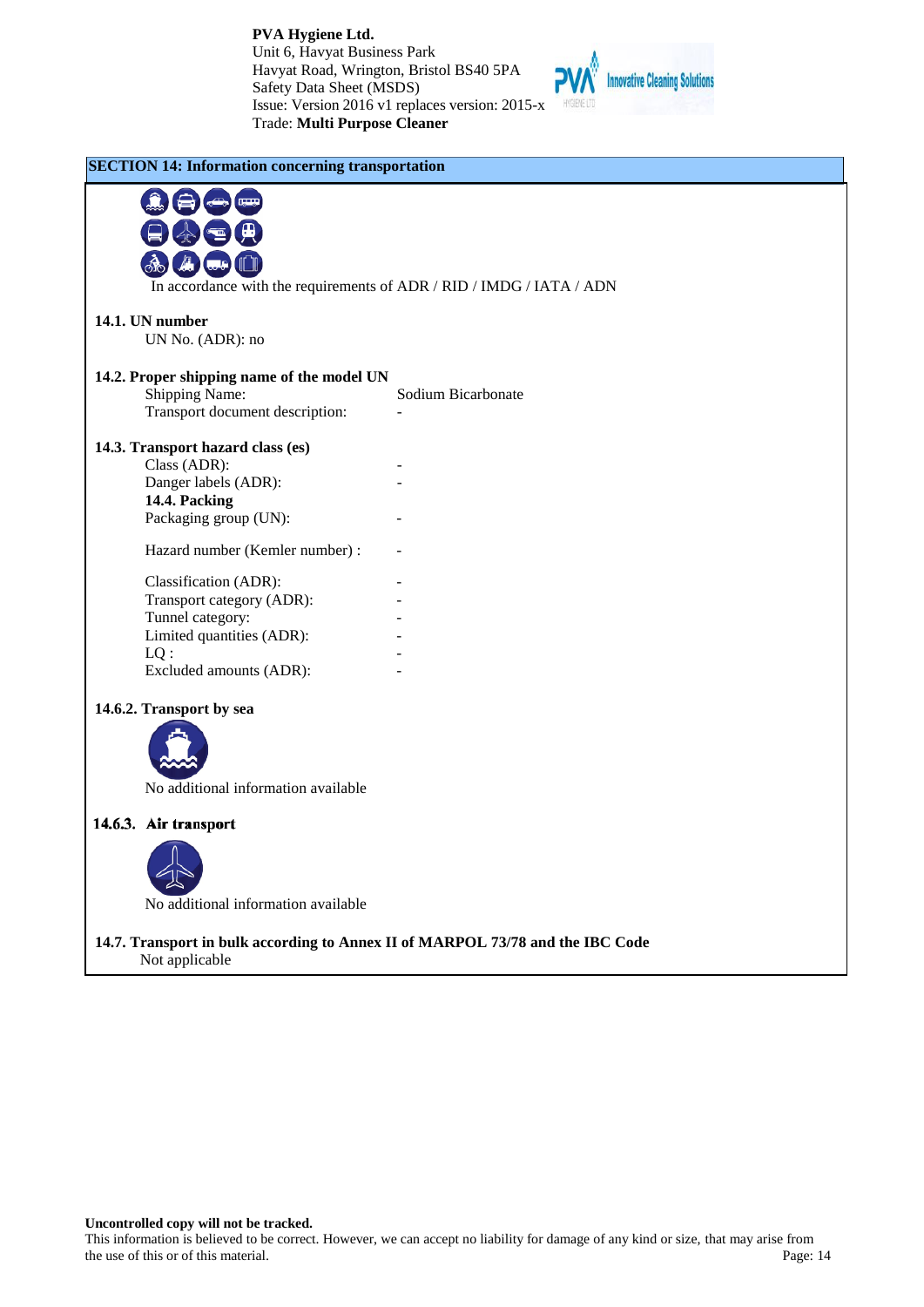## SECTION 14: Information concerning transportation

In accordance with the requirements of ADR / RID / IMDG / IATA / ADN

### 14.1. UN number

UN No. (ADR): no

### 14.2. Proper shipping name of the model UN

| | |
|---|---|
| Shipping Name: | Sodium Bicarbonate |
| Transport document description: | - |

### 14.3. Transport hazard class (es)

| | |
|---|---|
| Class (ADR): | - |
| Danger labels (ADR): | - |

**14.4. Packing**

| | |
|---|---|
| Packaging group (UN): | - |
| Hazard number (Kemler number) : | - |
| Classification (ADR): | - |
| Transport category (ADR): | - |
| Tunnel category: | - |
| Limited quantities (ADR): | - |
| LQ : | - |
| Excluded amounts (ADR): | - |

### 14.6.2. Transport by sea

No additional information available

### 14.6.3. Air transport

No additional information available

### 14.7. Transport in bulk according to Annex II of MARPOL 73/78 and the IBC Code

Not applicable

**Uncontrolled copy will not be tracked.**
This information is believed to be correct. However, we can accept no liability for damage of any kind or size, that may arise from the use of this or of this material.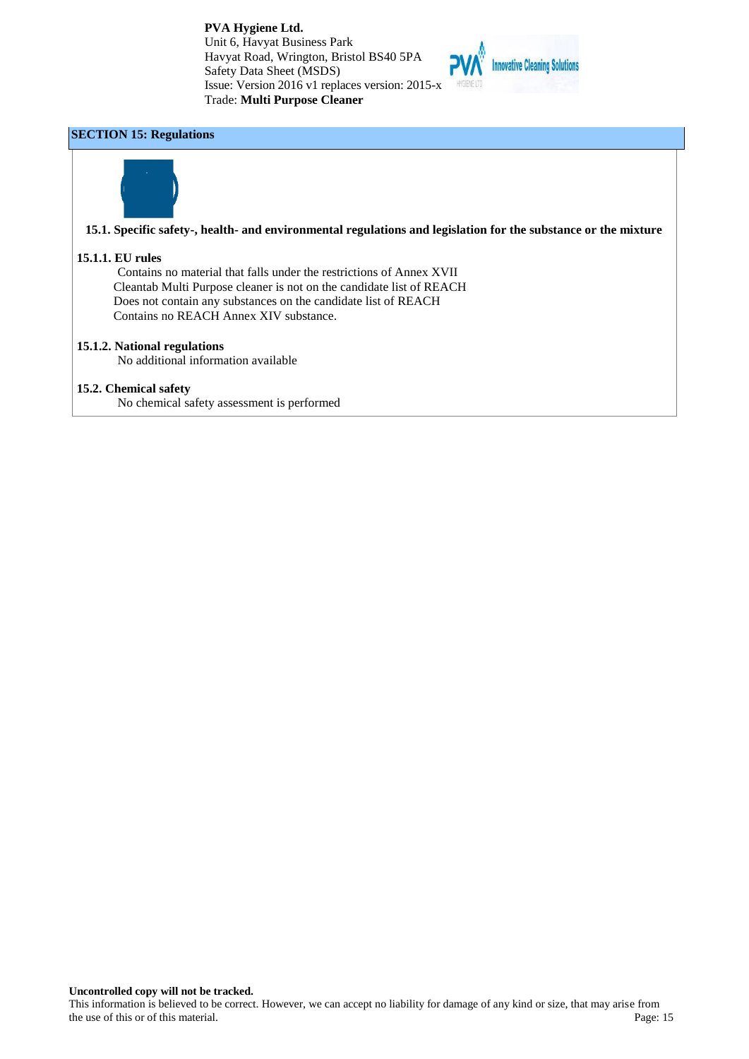## SECTION 15: Regulations

**15.1. Specific safety-, health- and environmental regulations and legislation for the substance or the mixture**

**15.1.1. EU rules**

Contains no material that falls under the restrictions of Annex XVII
Cleantab Multi Purpose cleaner is not on the candidate list of REACH
Does not contain any substances on the candidate list of REACH
Contains no REACH Annex XIV substance.

**15.1.2. National regulations**

No additional information available

**15.2. Chemical safety**

No chemical safety assessment is performed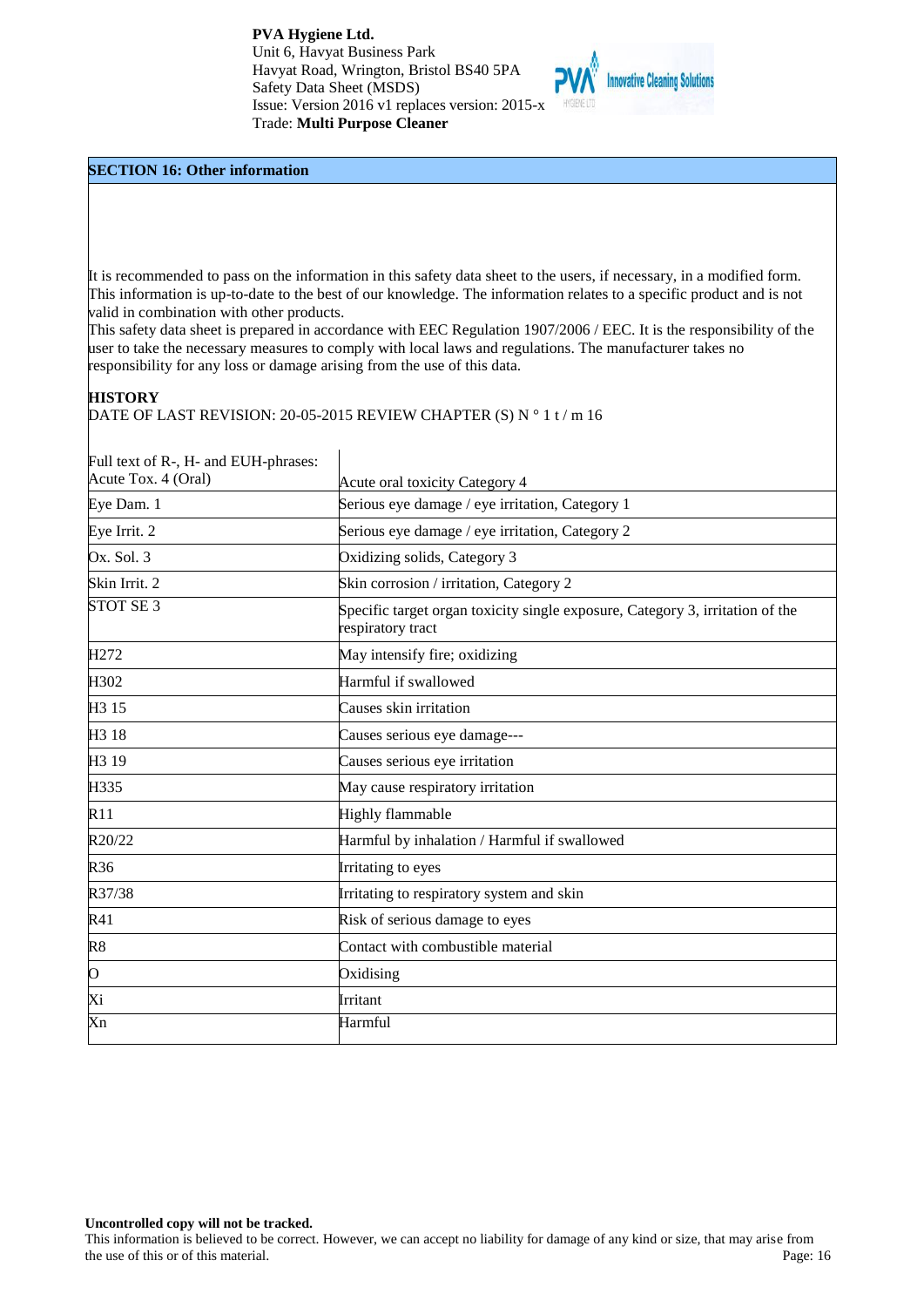## SECTION 16: Other information

It is recommended to pass on the information in this safety data sheet to the users, if necessary, in a modified form. This information is up-to-date to the best of our knowledge. The information relates to a specific product and is not valid in combination with other products.
This safety data sheet is prepared in accordance with EEC Regulation 1907/2006 / EEC. It is the responsibility of the user to take the necessary measures to comply with local laws and regulations. The manufacturer takes no responsibility for any loss or damage arising from the use of this data.

**HISTORY**

DATE OF LAST REVISION: 20-05-2015 REVIEW CHAPTER (S) N ° 1 t / m 16

| Full text of R-, H- and EUH-phrases: | |
|---|---|
| Acute Tox. 4 (Oral) | Acute oral toxicity Category 4 |
| Eye Dam. 1 | Serious eye damage / eye irritation, Category 1 |
| Eye Irrit. 2 | Serious eye damage / eye irritation, Category 2 |
| Ox. Sol. 3 | Oxidizing solids, Category 3 |
| Skin Irrit. 2 | Skin corrosion / irritation, Category 2 |
| STOT SE 3 | Specific target organ toxicity single exposure, Category 3, irritation of the respiratory tract |
| H272 | May intensify fire; oxidizing |
| H302 | Harmful if swallowed |
| H3 15 | Causes skin irritation |
| H3 18 | Causes serious eye damage--- |
| H3 19 | Causes serious eye irritation |
| H335 | May cause respiratory irritation |
| R11 | Highly flammable |
| R20/22 | Harmful by inhalation / Harmful if swallowed |
| R36 | Irritating to eyes |
| R37/38 | Irritating to respiratory system and skin |
| R41 | Risk of serious damage to eyes |
| R8 | Contact with combustible material |
| O | Oxidising |
| Xi | Irritant |
| Xn | Harmful |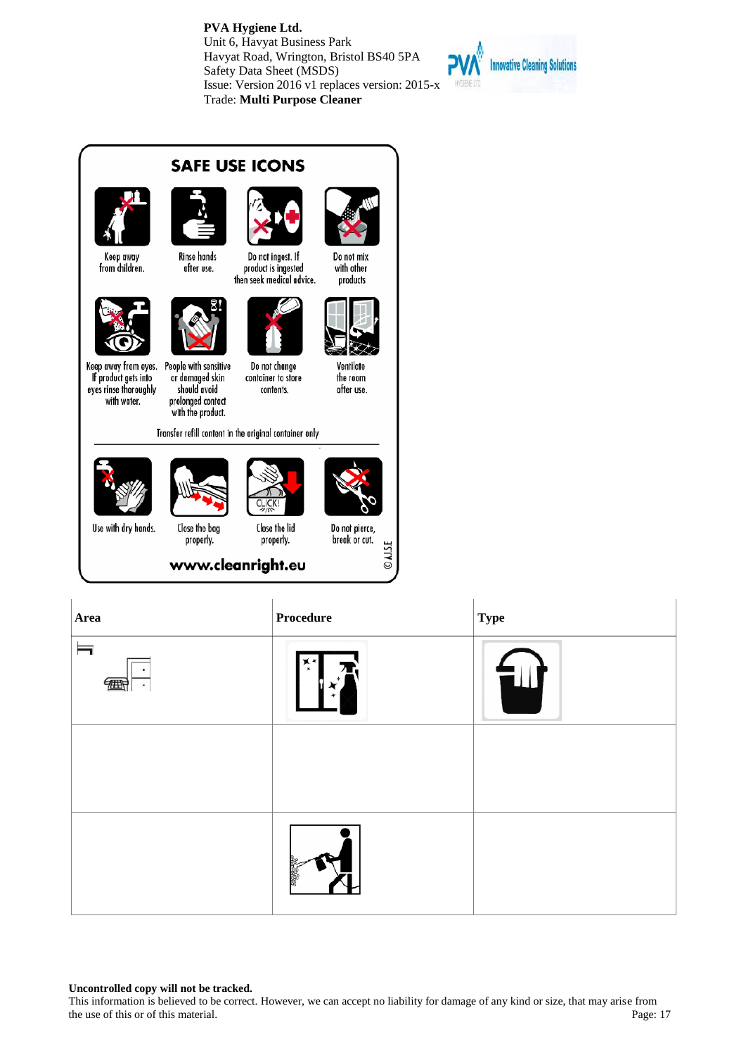**PVA Hygiene Ltd.**
Unit 6, Havyat Business Park
Havyat Road, Wrington, Bristol BS40 5PA
Safety Data Sheet (MSDS)
Issue: Version 2016 v1 replaces version: 2015-x
Trade: **Multi Purpose Cleaner**

## SAFE USE ICONS

Keep away from children.

Rinse hands after use.

Do not ingest. If product is ingested then seek medical advice.

Do not mix with other products

Keep away from eyes. If product gets into eyes rinse thoroughly with water.

People with sensitive or damaged skin should avoid prolonged contact with the product.

Do not change container to store contents.

Ventilate the room after use.

Transfer refill content in the original container only

Use with dry hands.

Close the bag properly.

Close the lid properly.

Do not pierce, break or cut.

www.cleanright.eu

© A.I.S.E

| Area | Procedure | Type |
|---|---|---|
| | | |
| | | |
| | | |

**Uncontrolled copy will not be tracked.**
This information is believed to be correct. However, we can accept no liability for damage of any kind or size, that may arise from the use of this or of this material.